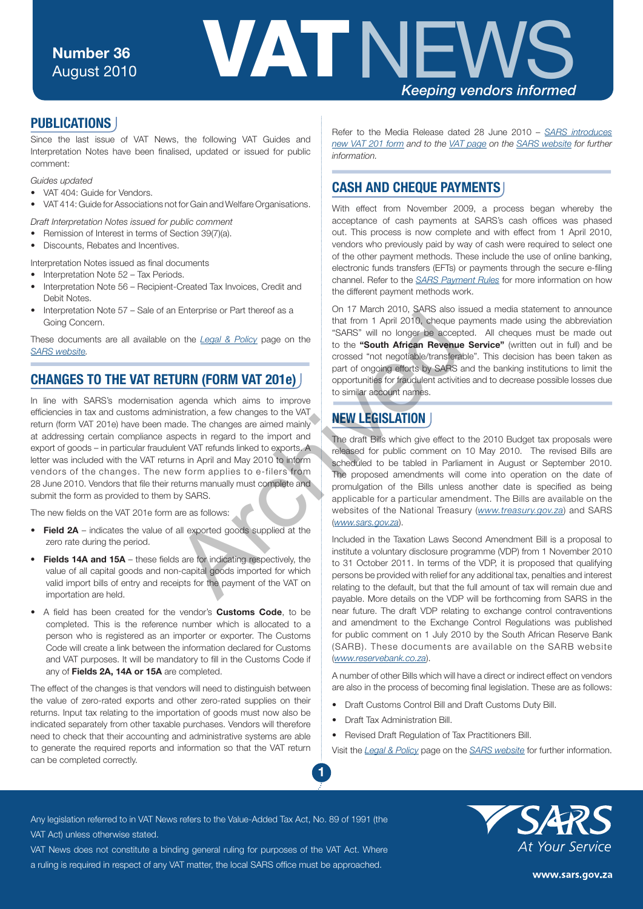# VAT NEWS

**Number 36**
August 2010

*Keeping vendors informed*

## PUBLICATIONS

Since the last issue of VAT News, the following VAT Guides and Interpretation Notes have been finalised, updated or issued for public comment:

*Guides updated*

- VAT 404: Guide for Vendors.
- VAT 414: Guide for Associations not for Gain and Welfare Organisations.

*Draft Interpretation Notes issued for public comment*

- Remission of Interest in terms of Section 39(7)(a).
- Discounts, Rebates and Incentives.

Interpretation Notes issued as final documents

- Interpretation Note 52 – Tax Periods.
- Interpretation Note 56 – Recipient-Created Tax Invoices, Credit and Debit Notes.
- Interpretation Note 57 – Sale of an Enterprise or Part thereof as a Going Concern.

These documents are all available on the *Legal & Policy* page on the *SARS website*.

## CHANGES TO THE VAT RETURN (FORM VAT 201e)

In line with SARS's modernisation agenda which aims to improve efficiencies in tax and customs administration, a few changes to the VAT return (form VAT 201e) have been made. The changes are aimed mainly at addressing certain compliance aspects in regard to the import and export of goods – in particular fraudulent VAT refunds linked to exports. A letter was included with the VAT returns in April and May 2010 to inform vendors of the changes. The new form applies to e-filers from 28 June 2010. Vendors that file their returns manually must complete and submit the form as provided to them by SARS.

The new fields on the VAT 201e form are as follows:

- **Field 2A** – indicates the value of all exported goods supplied at the zero rate during the period.
- **Fields 14A and 15A** – these fields are for indicating respectively, the value of all capital goods and non-capital goods imported for which valid import bills of entry and receipts for the payment of the VAT on importation are held.
- A field has been created for the vendor's **Customs Code**, to be completed. This is the reference number which is allocated to a person who is registered as an importer or exporter. The Customs Code will create a link between the information declared for Customs and VAT purposes. It will be mandatory to fill in the Customs Code if any of **Fields 2A, 14A or 15A** are completed.

The effect of the changes is that vendors will need to distinguish between the value of zero-rated exports and other zero-rated supplies on their returns. Input tax relating to the importation of goods must now also be indicated separately from other taxable purchases. Vendors will therefore need to check that their accounting and administrative systems are able to generate the required reports and information so that the VAT return can be completed correctly.

*Refer to the Media Release dated 28 June 2010 – SARS introduces new VAT 201 form and to the VAT page on the SARS website for further information.*

## CASH AND CHEQUE PAYMENTS

With effect from November 2009, a process began whereby the acceptance of cash payments at SARS's cash offices was phased out. This process is now complete and with effect from 1 April 2010, vendors who previously paid by way of cash were required to select one of the other payment methods. These include the use of online banking, electronic funds transfers (EFTs) or payments through the secure e-filing channel. Refer to the *SARS Payment Rules* for more information on how the different payment methods work.

On 17 March 2010, SARS also issued a media statement to announce that from 1 April 2010, cheque payments made using the abbreviation "SARS" will no longer be accepted. All cheques must be made out to the **"South African Revenue Service"** (written out in full) and be crossed "not negotiable/transferable". This decision has been taken as part of ongoing efforts by SARS and the banking institutions to limit the opportunities for fraudulent activities and to decrease possible losses due to similar account names.

## NEW LEGISLATION

The draft Bills which give effect to the 2010 Budget tax proposals were released for public comment on 10 May 2010. The revised Bills are scheduled to be tabled in Parliament in August or September 2010. The proposed amendments will come into operation on the date of promulgation of the Bills unless another date is specified as being applicable for a particular amendment. The Bills are available on the websites of the National Treasury (*www.treasury.gov.za*) and SARS (*www.sars.gov.za*).

Included in the Taxation Laws Second Amendment Bill is a proposal to institute a voluntary disclosure programme (VDP) from 1 November 2010 to 31 October 2011. In terms of the VDP, it is proposed that qualifying persons be provided with relief for any additional tax, penalties and interest relating to the default, but that the full amount of tax will remain due and payable. More details on the VDP will be forthcoming from SARS in the near future. The draft VDP relating to exchange control contraventions and amendment to the Exchange Control Regulations was published for public comment on 1 July 2010 by the South African Reserve Bank (SARB). These documents are available on the SARB website (*www.reservebank.co.za*).

A number of other Bills which will have a direct or indirect effect on vendors are also in the process of becoming final legislation. These are as follows:

- Draft Customs Control Bill and Draft Customs Duty Bill.
- Draft Tax Administration Bill.
- Revised Draft Regulation of Tax Practitioners Bill.

Visit the *Legal & Policy* page on the *SARS website* for further information.

Any legislation referred to in VAT News refers to the Value-Added Tax Act, No. 89 of 1991 (the VAT Act) unless otherwise stated.

VAT News does not constitute a binding general ruling for purposes of the VAT Act. Where a ruling is required in respect of any VAT matter, the local SARS office must be approached.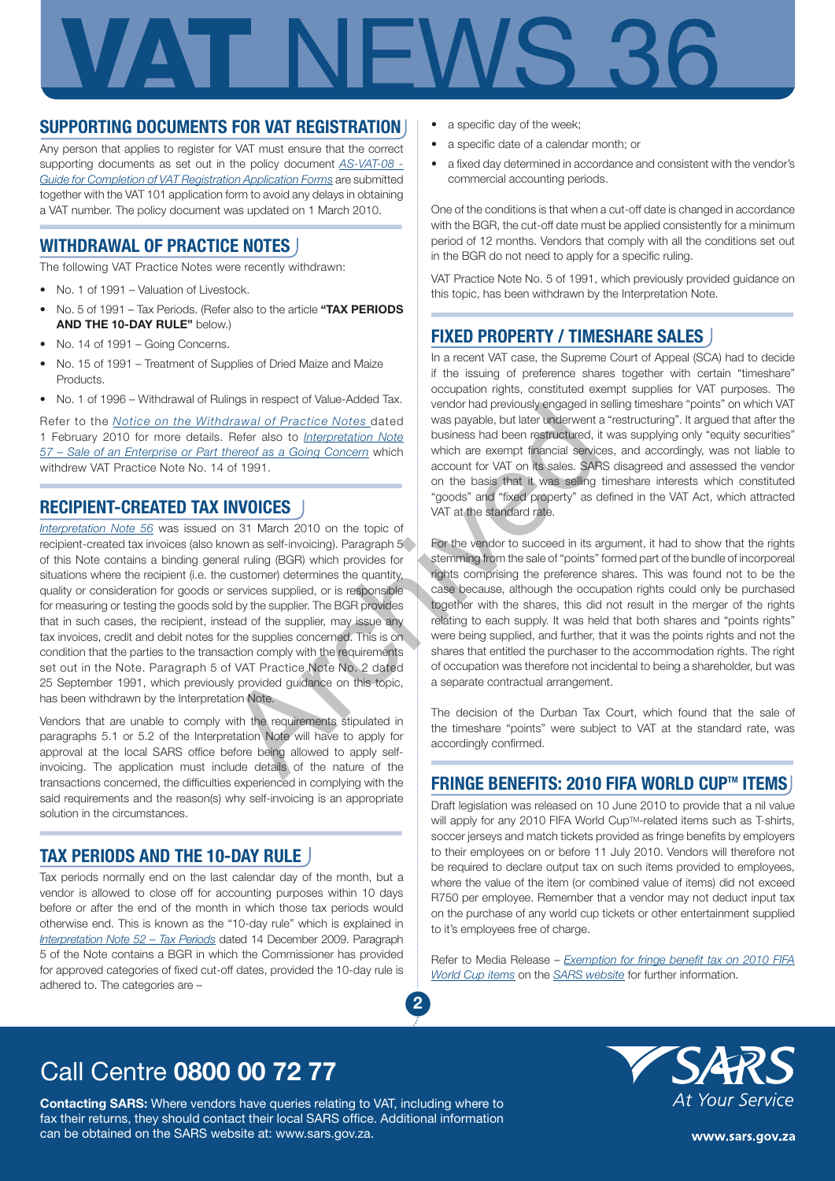# VAT NEWS 36

## SUPPORTING DOCUMENTS FOR VAT REGISTRATION

Any person that applies to register for VAT must ensure that the correct supporting documents as set out in the policy document *AS-VAT-08 - Guide for Completion of VAT Registration Application Forms* are submitted together with the VAT 101 application form to avoid any delays in obtaining a VAT number. The policy document was updated on 1 March 2010.

## WITHDRAWAL OF PRACTICE NOTES

The following VAT Practice Notes were recently withdrawn:

- No. 1 of 1991 – Valuation of Livestock.
- No. 5 of 1991 – Tax Periods. (Refer also to the article **"TAX PERIODS AND THE 10-DAY RULE"** below.)
- No. 14 of 1991 – Going Concerns.
- No. 15 of 1991 – Treatment of Supplies of Dried Maize and Maize Products.
- No. 1 of 1996 – Withdrawal of Rulings in respect of Value-Added Tax.

Refer to the *Notice on the Withdrawal of Practice Notes* dated 1 February 2010 for more details. Refer also to *Interpretation Note 57 – Sale of an Enterprise or Part thereof as a Going Concern* which withdrew VAT Practice Note No. 14 of 1991.

## RECIPIENT-CREATED TAX INVOICES

*Interpretation Note 56* was issued on 31 March 2010 on the topic of recipient-created tax invoices (also known as self-invoicing). Paragraph 5 of this Note contains a binding general ruling (BGR) which provides for situations where the recipient (i.e. the customer) determines the quantity, quality or consideration for goods or services supplied, or is responsible for measuring or testing the goods sold by the supplier. The BGR provides that in such cases, the recipient, instead of the supplier, may issue any tax invoices, credit and debit notes for the supplies concerned. This is on condition that the parties to the transaction comply with the requirements set out in the Note. Paragraph 5 of VAT Practice Note No. 2 dated 25 September 1991, which previously provided guidance on this topic, has been withdrawn by the Interpretation Note.

Vendors that are unable to comply with the requirements stipulated in paragraphs 5.1 or 5.2 of the Interpretation Note will have to apply for approval at the local SARS office before being allowed to apply self-invoicing. The application must include details of the nature of the transactions concerned, the difficulties experienced in complying with the said requirements and the reason(s) why self-invoicing is an appropriate solution in the circumstances.

## TAX PERIODS AND THE 10-DAY RULE

Tax periods normally end on the last calendar day of the month, but a vendor is allowed to close off for accounting purposes within 10 days before or after the end of the month in which those tax periods would otherwise end. This is known as the "10-day rule" which is explained in *Interpretation Note 52 – Tax Periods* dated 14 December 2009. Paragraph 5 of the Note contains a BGR in which the Commissioner has provided for approved categories of fixed cut-off dates, provided the 10-day rule is adhered to. The categories are –

- a specific day of the week;
- a specific date of a calendar month; or
- a fixed day determined in accordance and consistent with the vendor's commercial accounting periods.

One of the conditions is that when a cut-off date is changed in accordance with the BGR, the cut-off date must be applied consistently for a minimum period of 12 months. Vendors that comply with all the conditions set out in the BGR do not need to apply for a specific ruling.

VAT Practice Note No. 5 of 1991, which previously provided guidance on this topic, has been withdrawn by the Interpretation Note.

## FIXED PROPERTY / TIMESHARE SALES

In a recent VAT case, the Supreme Court of Appeal (SCA) had to decide if the issuing of preference shares together with certain "timeshare" occupation rights, constituted exempt supplies for VAT purposes. The vendor had previously engaged in selling timeshare "points" on which VAT was payable, but later underwent a "restructuring". It argued that after the business had been restructured, it was supplying only "equity securities" which are exempt financial services, and accordingly, was not liable to account for VAT on its sales. SARS disagreed and assessed the vendor on the basis that it was selling timeshare interests which constituted "goods" and "fixed property" as defined in the VAT Act, which attracted VAT at the standard rate.

For the vendor to succeed in its argument, it had to show that the rights stemming from the sale of "points" formed part of the bundle of incorporeal rights comprising the preference shares. This was found not to be the case because, although the occupation rights could only be purchased together with the shares, this did not result in the merger of the rights relating to each supply. It was held that both shares and "points rights" were being supplied, and further, that it was the points rights and not the shares that entitled the purchaser to the accommodation rights. The right of occupation was therefore not incidental to being a shareholder, but was a separate contractual arrangement.

The decision of the Durban Tax Court, which found that the sale of the timeshare "points" were subject to VAT at the standard rate, was accordingly confirmed.

## FRINGE BENEFITS: 2010 FIFA WORLD CUP™ ITEMS

Draft legislation was released on 10 June 2010 to provide that a nil value will apply for any 2010 FIFA World Cup™-related items such as T-shirts, soccer jerseys and match tickets provided as fringe benefits by employers to their employees on or before 11 July 2010. Vendors will therefore not be required to declare output tax on such items provided to employees, where the value of the item (or combined value of items) did not exceed R750 per employee. Remember that a vendor may not deduct input tax on the purchase of any world cup tickets or other entertainment supplied to it's employees free of charge.

Refer to Media Release – *Exemption for fringe benefit tax on 2010 FIFA World Cup items* on the *SARS website* for further information.

Call Centre **0800 00 72 77**

**Contacting SARS:** Where vendors have queries relating to VAT, including where to fax their returns, they should contact their local SARS office. Additional information can be obtained on the SARS website at: www.sars.gov.za.

SARS At Your Service

www.sars.gov.za